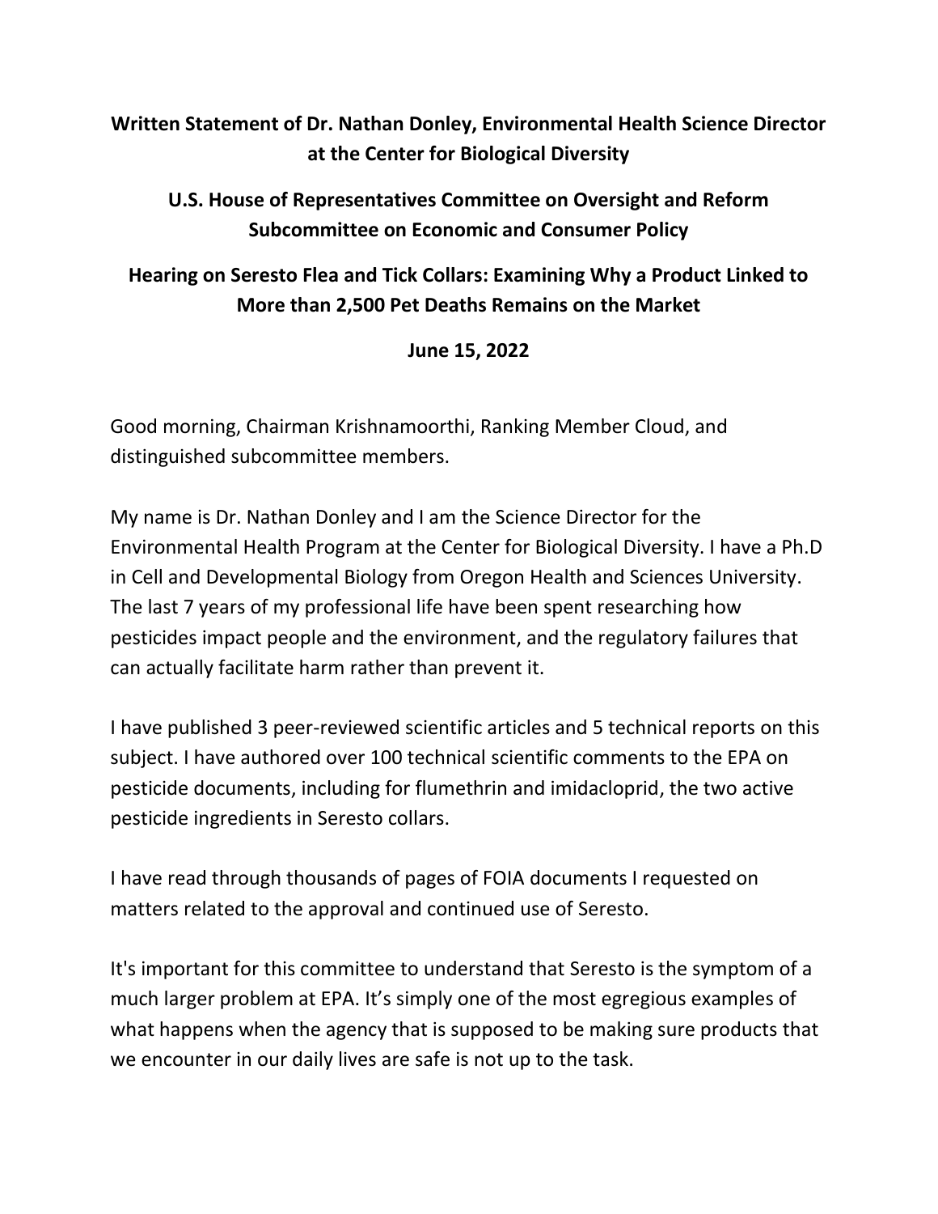**Written Statement of Dr. Nathan Donley, Environmental Health Science Director at the Center for Biological Diversity**

**U.S. House of Representatives Committee on Oversight and Reform Subcommittee on Economic and Consumer Policy**

**Hearing on Seresto Flea and Tick Collars: Examining Why a Product Linked to More than 2,500 Pet Deaths Remains on the Market**

**June 15, 2022**

Good morning, Chairman Krishnamoorthi, Ranking Member Cloud, and distinguished subcommittee members.

My name is Dr. Nathan Donley and I am the Science Director for the Environmental Health Program at the Center for Biological Diversity. I have a Ph.D in Cell and Developmental Biology from Oregon Health and Sciences University. The last 7 years of my professional life have been spent researching how pesticides impact people and the environment, and the regulatory failures that can actually facilitate harm rather than prevent it.

I have published 3 peer-reviewed scientific articles and 5 technical reports on this subject. I have authored over 100 technical scientific comments to the EPA on pesticide documents, including for flumethrin and imidacloprid, the two active pesticide ingredients in Seresto collars.

I have read through thousands of pages of FOIA documents I requested on matters related to the approval and continued use of Seresto.

It's important for this committee to understand that Seresto is the symptom of a much larger problem at EPA. It's simply one of the most egregious examples of what happens when the agency that is supposed to be making sure products that we encounter in our daily lives are safe is not up to the task.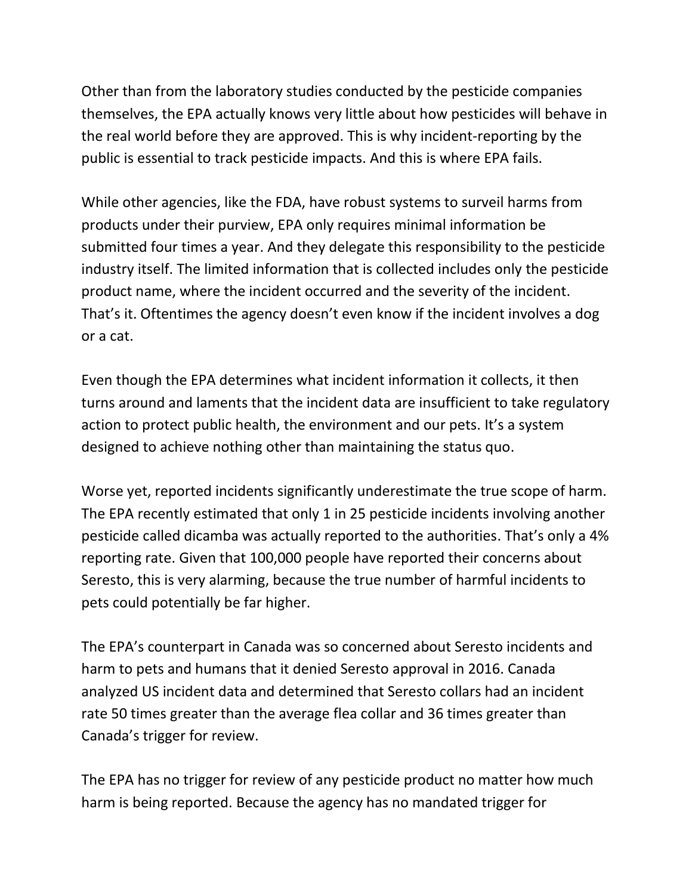Other than from the laboratory studies conducted by the pesticide companies themselves, the EPA actually knows very little about how pesticides will behave in the real world before they are approved. This is why incident-reporting by the public is essential to track pesticide impacts. And this is where EPA fails.

While other agencies, like the FDA, have robust systems to surveil harms from products under their purview, EPA only requires minimal information be submitted four times a year. And they delegate this responsibility to the pesticide industry itself. The limited information that is collected includes only the pesticide product name, where the incident occurred and the severity of the incident. That's it. Oftentimes the agency doesn't even know if the incident involves a dog or a cat.

Even though the EPA determines what incident information it collects, it then turns around and laments that the incident data are insufficient to take regulatory action to protect public health, the environment and our pets. It's a system designed to achieve nothing other than maintaining the status quo.

Worse yet, reported incidents significantly underestimate the true scope of harm. The EPA recently estimated that only 1 in 25 pesticide incidents involving another pesticide called dicamba was actually reported to the authorities. That's only a 4% reporting rate. Given that 100,000 people have reported their concerns about Seresto, this is very alarming, because the true number of harmful incidents to pets could potentially be far higher.

The EPA's counterpart in Canada was so concerned about Seresto incidents and harm to pets and humans that it denied Seresto approval in 2016. Canada analyzed US incident data and determined that Seresto collars had an incident rate 50 times greater than the average flea collar and 36 times greater than Canada's trigger for review.

The EPA has no trigger for review of any pesticide product no matter how much harm is being reported. Because the agency has no mandated trigger for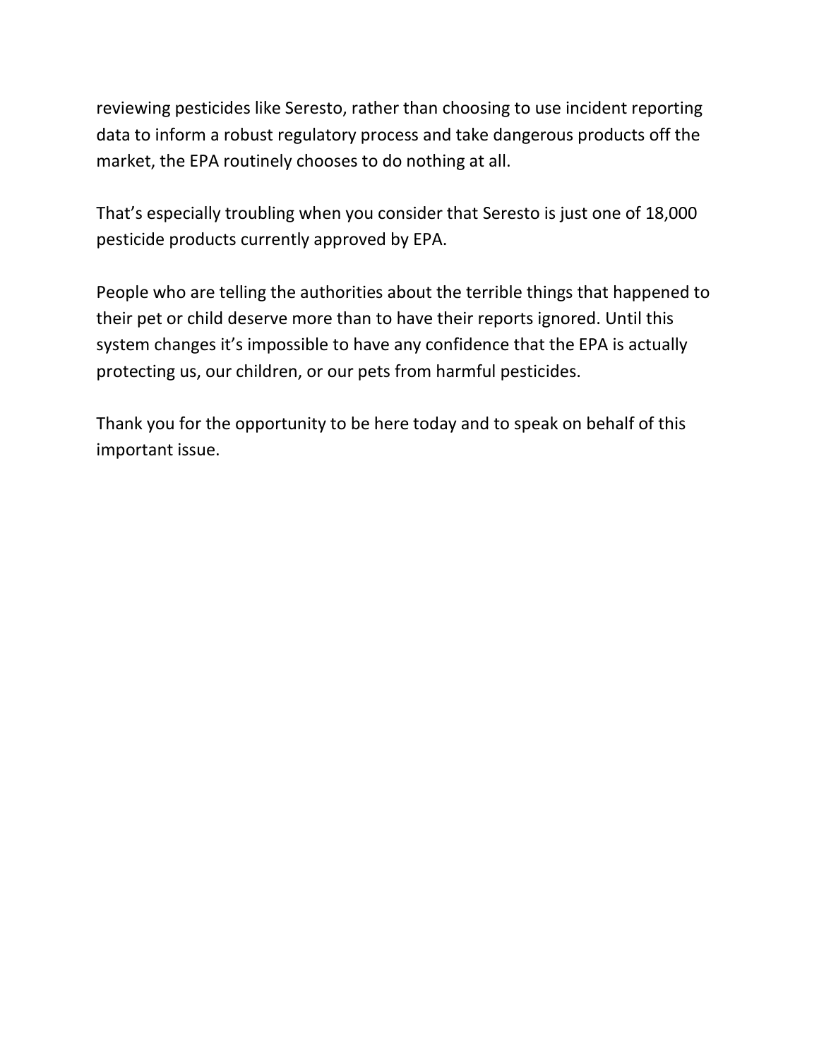reviewing pesticides like Seresto, rather than choosing to use incident reporting data to inform a robust regulatory process and take dangerous products off the market, the EPA routinely chooses to do nothing at all.

That's especially troubling when you consider that Seresto is just one of 18,000 pesticide products currently approved by EPA.

People who are telling the authorities about the terrible things that happened to their pet or child deserve more than to have their reports ignored. Until this system changes it's impossible to have any confidence that the EPA is actually protecting us, our children, or our pets from harmful pesticides.

Thank you for the opportunity to be here today and to speak on behalf of this important issue.